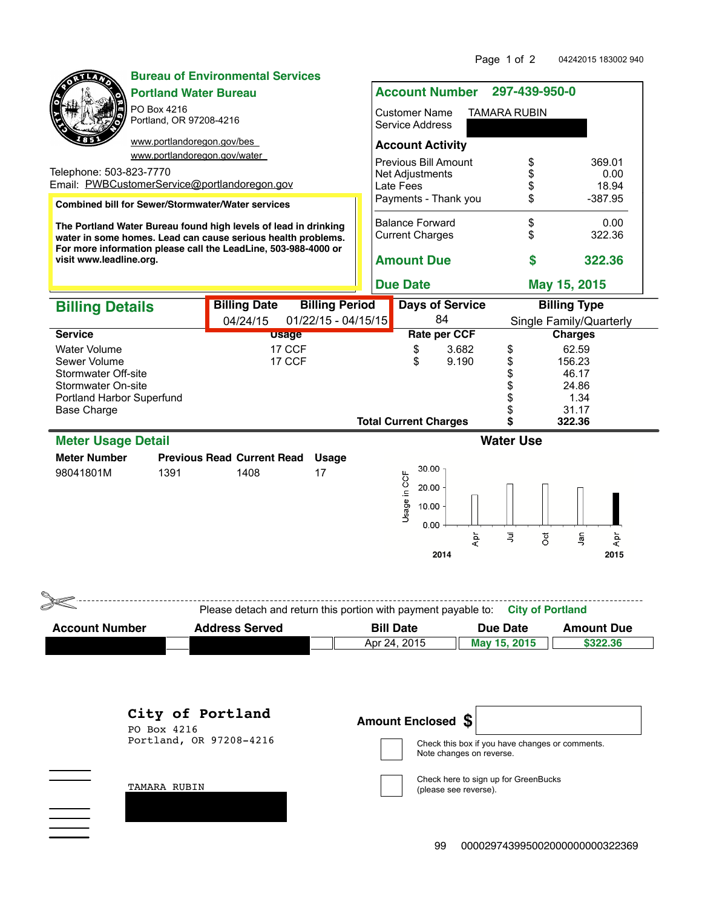04242015 183002 940

## Bureau of Environmental Services
## Portland Water Bureau

PO Box 4216
Portland, OR 97208-4216

www.portlandoregon.gov/bes
www.portlandoregon.gov/water

Telephone: 503-823-7770
Email: PWBCustomerService@portlandoregon.gov

**Combined bill for Sewer/Stormwater/Water services**

**The Portland Water Bureau found high levels of lead in drinking water in some homes. Lead can cause serious health problems. For more information please call the LeadLine, 503-988-4000 or visit www.leadline.org.**

**Account Number** 297-439-950-0

Customer Name: TAMARA RUBIN
Service Address:

**Account Activity**

| | | |
|---|---|---|
| Previous Bill Amount | $ | 369.01 |
| Net Adjustments | $ | 0.00 |
| Late Fees | $ | 18.94 |
| Payments - Thank you | $ | -387.95 |
| Balance Forward | $ | 0.00 |
| Current Charges | $ | 322.36 |
| **Amount Due** | **$** | **322.36** |
| **Due Date** | | **May 15, 2015** |

## Billing Details

| Billing Date | Billing Period | Days of Service | Billing Type |
|---|---|---|---|
| 04/24/15 | 01/22/15 - 04/15/15 | 84 | Single Family/Quarterly |

| Service | Usage | Rate per CCF | Charges |
|---|---|---|---|
| Water Volume | 17 CCF | $ 3.682 | $ 62.59 |
| Sewer Volume | 17 CCF | $ 9.190 | $ 156.23 |
| Stormwater Off-site | | | $ 46.17 |
| Stormwater On-site | | | $ 24.86 |
| Portland Harbor Superfund | | | $ 1.34 |
| Base Charge | | | $ 31.17 |
| | | **Total Current Charges** | **$ 322.36** |

## Meter Usage Detail

| Meter Number | Previous Read | Current Read | Usage |
|---|---|---|---|
| 98041801M | 1391 | 1408 | 17 |

**Water Use**

Usage in CCF: 30.00, 20.00, 10.00, 0.00
Apr, Jul, Oct, Jan, Apr
2014 — 2015

---

Please detach and return this portion with payment payable to: **City of Portland**

| Account Number | Address Served | Bill Date | Due Date | Amount Due |
|---|---|---|---|---|
| | | Apr 24, 2015 | May 15, 2015 | $322.36 |

**City of Portland**
PO Box 4216
Portland, OR 97208-4216

**Amount Enclosed $**

☐ Check this box if you have changes or comments. Note changes on reverse.

☐ Check here to sign up for GreenBucks (please see reverse).

TAMARA RUBIN

99 000029743995002000000000322369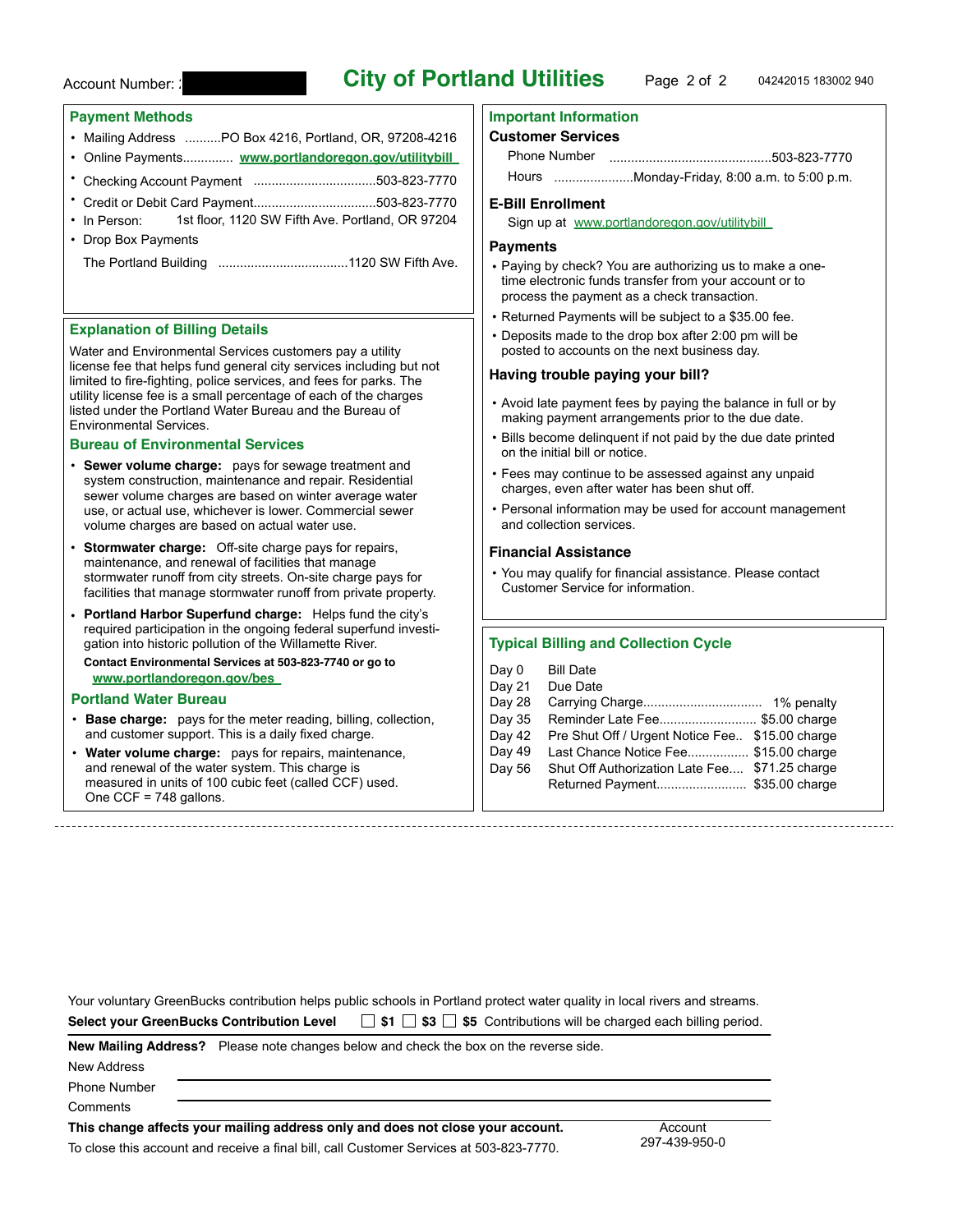Account Number: [redacted]

# City of Portland Utilities

04242015 183002 940

## Payment Methods

- Mailing Address ..........PO Box 4216, Portland, OR, 97208-4216
- Online Payments............. www.portlandoregon.gov/utilitybill
- Checking Account Payment .................................503-823-7770
- Credit or Debit Card Payment.................................503-823-7770
- In Person: 1st floor, 1120 SW Fifth Ave. Portland, OR 97204
- Drop Box Payments

  The Portland Building ....................................1120 SW Fifth Ave.

## Explanation of Billing Details

Water and Environmental Services customers pay a utility license fee that helps fund general city services including but not limited to fire-fighting, police services, and fees for parks. The utility license fee is a small percentage of each of the charges listed under the Portland Water Bureau and the Bureau of Environmental Services.

### Bureau of Environmental Services

- **Sewer volume charge:** pays for sewage treatment and system construction, maintenance and repair. Residential sewer volume charges are based on winter average water use, or actual use, whichever is lower. Commercial sewer volume charges are based on actual water use.
- **Stormwater charge:** Off-site charge pays for repairs, maintenance, and renewal of facilities that manage stormwater runoff from city streets. On-site charge pays for facilities that manage stormwater runoff from private property.
- **Portland Harbor Superfund charge:** Helps fund the city's required participation in the ongoing federal superfund investigation into historic pollution of the Willamette River.

  **Contact Environmental Services at 503-823-7740 or go to www.portlandoregon.gov/bes**

### Portland Water Bureau

- **Base charge:** pays for the meter reading, billing, collection, and customer support. This is a daily fixed charge.
- **Water volume charge:** pays for repairs, maintenance, and renewal of the water system. This charge is measured in units of 100 cubic feet (called CCF) used. One CCF = 748 gallons.

## Important Information

### Customer Services

Phone Number ............................................503-823-7770

Hours ......................Monday-Friday, 8:00 a.m. to 5:00 p.m.

### E-Bill Enrollment

Sign up at www.portlandoregon.gov/utilitybill

### Payments

- Paying by check? You are authorizing us to make a one-time electronic funds transfer from your account or to process the payment as a check transaction.
- Returned Payments will be subject to a $35.00 fee.
- Deposits made to the drop box after 2:00 pm will be posted to accounts on the next business day.

### Having trouble paying your bill?

- Avoid late payment fees by paying the balance in full or by making payment arrangements prior to the due date.
- Bills become delinquent if not paid by the due date printed on the initial bill or notice.
- Fees may continue to be assessed against any unpaid charges, even after water has been shut off.
- Personal information may be used for account management and collection services.

### Financial Assistance

- You may qualify for financial assistance. Please contact Customer Service for information.

## Typical Billing and Collection Cycle

| | | |
|---|---|---|
| Day 0 | Bill Date | |
| Day 21 | Due Date | |
| Day 28 | Carrying Charge | 1% penalty |
| Day 35 | Reminder Late Fee | $5.00 charge |
| Day 42 | Pre Shut Off / Urgent Notice Fee | $15.00 charge |
| Day 49 | Last Chance Notice Fee | $15.00 charge |
| Day 56 | Shut Off Authorization Late Fee | $71.25 charge |
| | Returned Payment | $35.00 charge |

---

Your voluntary GreenBucks contribution helps public schools in Portland protect water quality in local rivers and streams.

**Select your GreenBucks Contribution Level** ☐ **$1** ☐ **$3** ☐ **$5** Contributions will be charged each billing period.

**New Mailing Address?** Please note changes below and check the box on the reverse side.

New Address ______________________________

Phone Number ______________________________

Comments ______________________________

**This change affects your mailing address only and does not close your account.**

To close this account and receive a final bill, call Customer Services at 503-823-7770.

Account
297-439-950-0